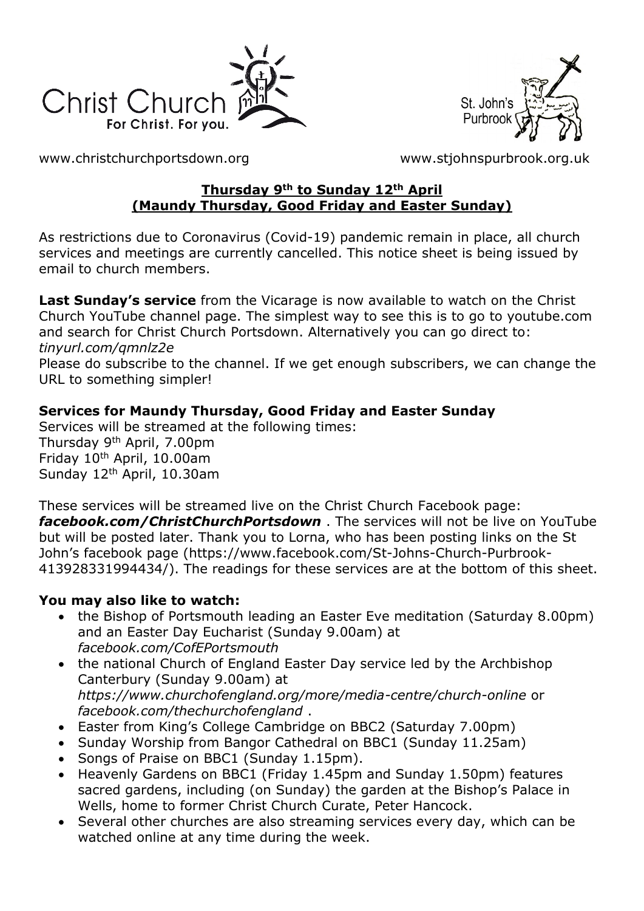Christ Church
For Christ. For you.

St. John's Purbrook

www.christchurchportsdown.org www.stjohnspurbrook.org.uk

**Thursday 9th to Sunday 12th April (Maundy Thursday, Good Friday and Easter Sunday)**

As restrictions due to Coronavirus (Covid-19) pandemic remain in place, all church services and meetings are currently cancelled. This notice sheet is being issued by email to church members.

**Last Sunday's service** from the Vicarage is now available to watch on the Christ Church YouTube channel page. The simplest way to see this is to go to youtube.com and search for Christ Church Portsdown. Alternatively you can go direct to: *tinyurl.com/qmnlz2e*

Please do subscribe to the channel. If we get enough subscribers, we can change the URL to something simpler!

**Services for Maundy Thursday, Good Friday and Easter Sunday**

Services will be streamed at the following times:
Thursday 9th April, 7.00pm
Friday 10th April, 10.00am
Sunday 12th April, 10.30am

These services will be streamed live on the Christ Church Facebook page: ***facebook.com/ChristChurchPortsdown*** . The services will not be live on YouTube but will be posted later. Thank you to Lorna, who has been posting links on the St John's facebook page (https://www.facebook.com/St-Johns-Church-Purbrook-413928331994434/). The readings for these services are at the bottom of this sheet.

**You may also like to watch:**

- the Bishop of Portsmouth leading an Easter Eve meditation (Saturday 8.00pm) and an Easter Day Eucharist (Sunday 9.00am) at *facebook.com/CofEPortsmouth*
- the national Church of England Easter Day service led by the Archbishop Canterbury (Sunday 9.00am) at *https://www.churchofengland.org/more/media-centre/church-online* or *facebook.com/thechurchofengland* .
- Easter from King's College Cambridge on BBC2 (Saturday 7.00pm)
- Sunday Worship from Bangor Cathedral on BBC1 (Sunday 11.25am)
- Songs of Praise on BBC1 (Sunday 1.15pm).
- Heavenly Gardens on BBC1 (Friday 1.45pm and Sunday 1.50pm) features sacred gardens, including (on Sunday) the garden at the Bishop's Palace in Wells, home to former Christ Church Curate, Peter Hancock.
- Several other churches are also streaming services every day, which can be watched online at any time during the week.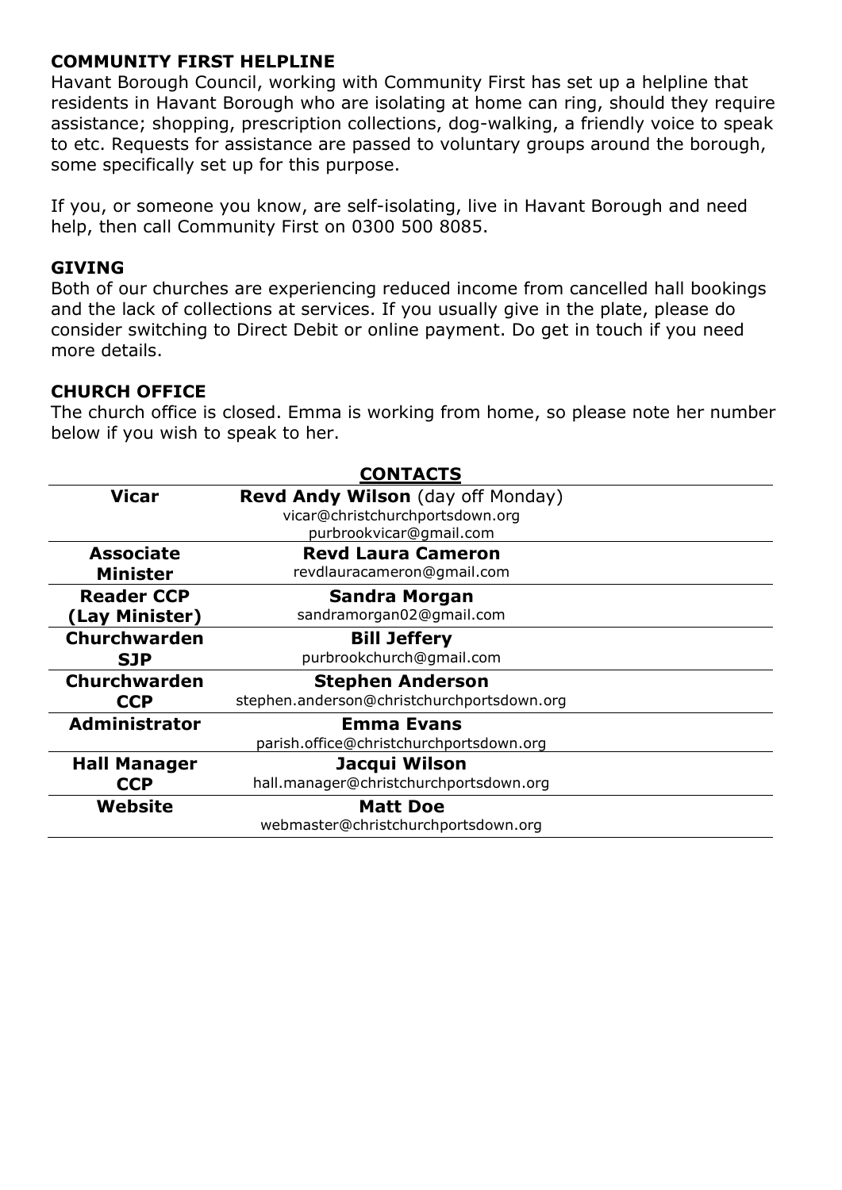### COMMUNITY FIRST HELPLINE

Havant Borough Council, working with Community First has set up a helpline that residents in Havant Borough who are isolating at home can ring, should they require assistance; shopping, prescription collections, dog-walking, a friendly voice to speak to etc. Requests for assistance are passed to voluntary groups around the borough, some specifically set up for this purpose.

If you, or someone you know, are self-isolating, live in Havant Borough and need help, then call Community First on 0300 500 8085.

### GIVING

Both of our churches are experiencing reduced income from cancelled hall bookings and the lack of collections at services. If you usually give in the plate, please do consider switching to Direct Debit or online payment. Do get in touch if you need more details.

### CHURCH OFFICE

The church office is closed. Emma is working from home, so please note her number below if you wish to speak to her.

## CONTACTS

| | |
|---|---|
| **Vicar** | **Revd Andy Wilson** (day off Monday)<br>vicar@christchurchportsdown.org<br>purbrookvicar@gmail.com |
| **Associate Minister** | **Revd Laura Cameron**<br>revdlauracameron@gmail.com |
| **Reader CCP (Lay Minister)** | **Sandra Morgan**<br>sandramorgan02@gmail.com |
| **Churchwarden SJP** | **Bill Jeffery**<br>purbrookchurch@gmail.com |
| **Churchwarden CCP** | **Stephen Anderson**<br>stephen.anderson@christchurchportsdown.org |
| **Administrator** | **Emma Evans**<br>parish.office@christchurchportsdown.org |
| **Hall Manager CCP** | **Jacqui Wilson**<br>hall.manager@christchurchportsdown.org |
| **Website** | **Matt Doe**<br>webmaster@christchurchportsdown.org |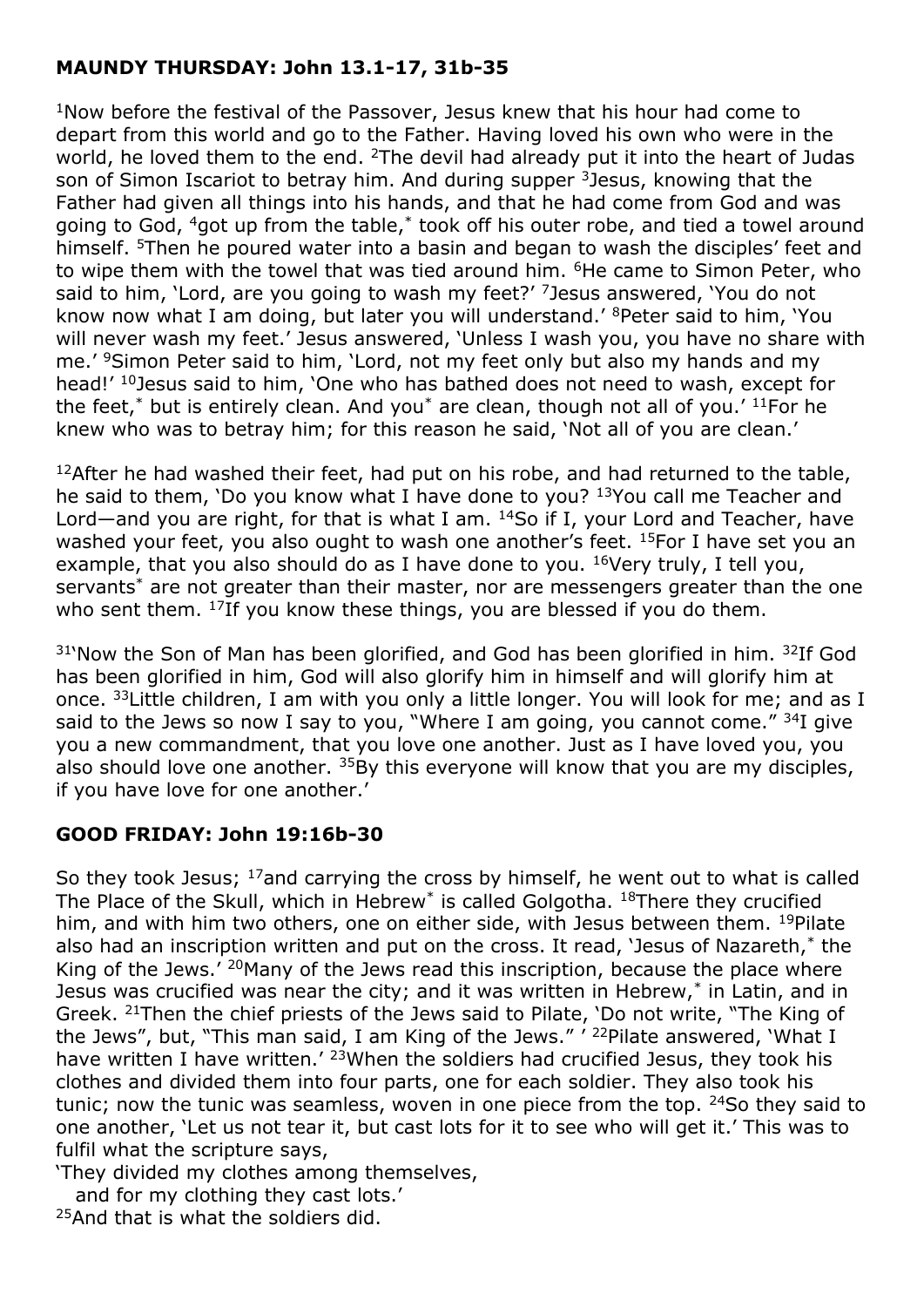## **MAUNDY THURSDAY: John 13.1-17, 31b-35**

[1]Now before the festival of the Passover, Jesus knew that his hour had come to depart from this world and go to the Father. Having loved his own who were in the world, he loved them to the end. [2]The devil had already put it into the heart of Judas son of Simon Iscariot to betray him. And during supper [3]Jesus, knowing that the Father had given all things into his hands, and that he had come from God and was going to God, [4]got up from the table,* took off his outer robe, and tied a towel around himself. [5]Then he poured water into a basin and began to wash the disciples' feet and to wipe them with the towel that was tied around him. [6]He came to Simon Peter, who said to him, 'Lord, are you going to wash my feet?' [7]Jesus answered, 'You do not know now what I am doing, but later you will understand.' [8]Peter said to him, 'You will never wash my feet.' Jesus answered, 'Unless I wash you, you have no share with me.' [9]Simon Peter said to him, 'Lord, not my feet only but also my hands and my head!' [10]Jesus said to him, 'One who has bathed does not need to wash, except for the feet,* but is entirely clean. And you* are clean, though not all of you.' [11]For he knew who was to betray him; for this reason he said, 'Not all of you are clean.'

[12]After he had washed their feet, had put on his robe, and had returned to the table, he said to them, 'Do you know what I have done to you? [13]You call me Teacher and Lord—and you are right, for that is what I am. [14]So if I, your Lord and Teacher, have washed your feet, you also ought to wash one another's feet. [15]For I have set you an example, that you also should do as I have done to you. [16]Very truly, I tell you, servants* are not greater than their master, nor are messengers greater than the one who sent them. [17]If you know these things, you are blessed if you do them.

[31]'Now the Son of Man has been glorified, and God has been glorified in him. [32]If God has been glorified in him, God will also glorify him in himself and will glorify him at once. [33]Little children, I am with you only a little longer. You will look for me; and as I said to the Jews so now I say to you, "Where I am going, you cannot come." [34]I give you a new commandment, that you love one another. Just as I have loved you, you also should love one another. [35]By this everyone will know that you are my disciples, if you have love for one another.'

## **GOOD FRIDAY: John 19:16b-30**

So they took Jesus; [17]and carrying the cross by himself, he went out to what is called The Place of the Skull, which in Hebrew* is called Golgotha. [18]There they crucified him, and with him two others, one on either side, with Jesus between them. [19]Pilate also had an inscription written and put on the cross. It read, 'Jesus of Nazareth,* the King of the Jews.' [20]Many of the Jews read this inscription, because the place where Jesus was crucified was near the city; and it was written in Hebrew,* in Latin, and in Greek. [21]Then the chief priests of the Jews said to Pilate, 'Do not write, "The King of the Jews", but, "This man said, I am King of the Jews." ' [22]Pilate answered, 'What I have written I have written.' [23]When the soldiers had crucified Jesus, they took his clothes and divided them into four parts, one for each soldier. They also took his tunic; now the tunic was seamless, woven in one piece from the top. [24]So they said to one another, 'Let us not tear it, but cast lots for it to see who will get it.' This was to fulfil what the scripture says,

'They divided my clothes among themselves,
   and for my clothing they cast lots.'

[25]And that is what the soldiers did.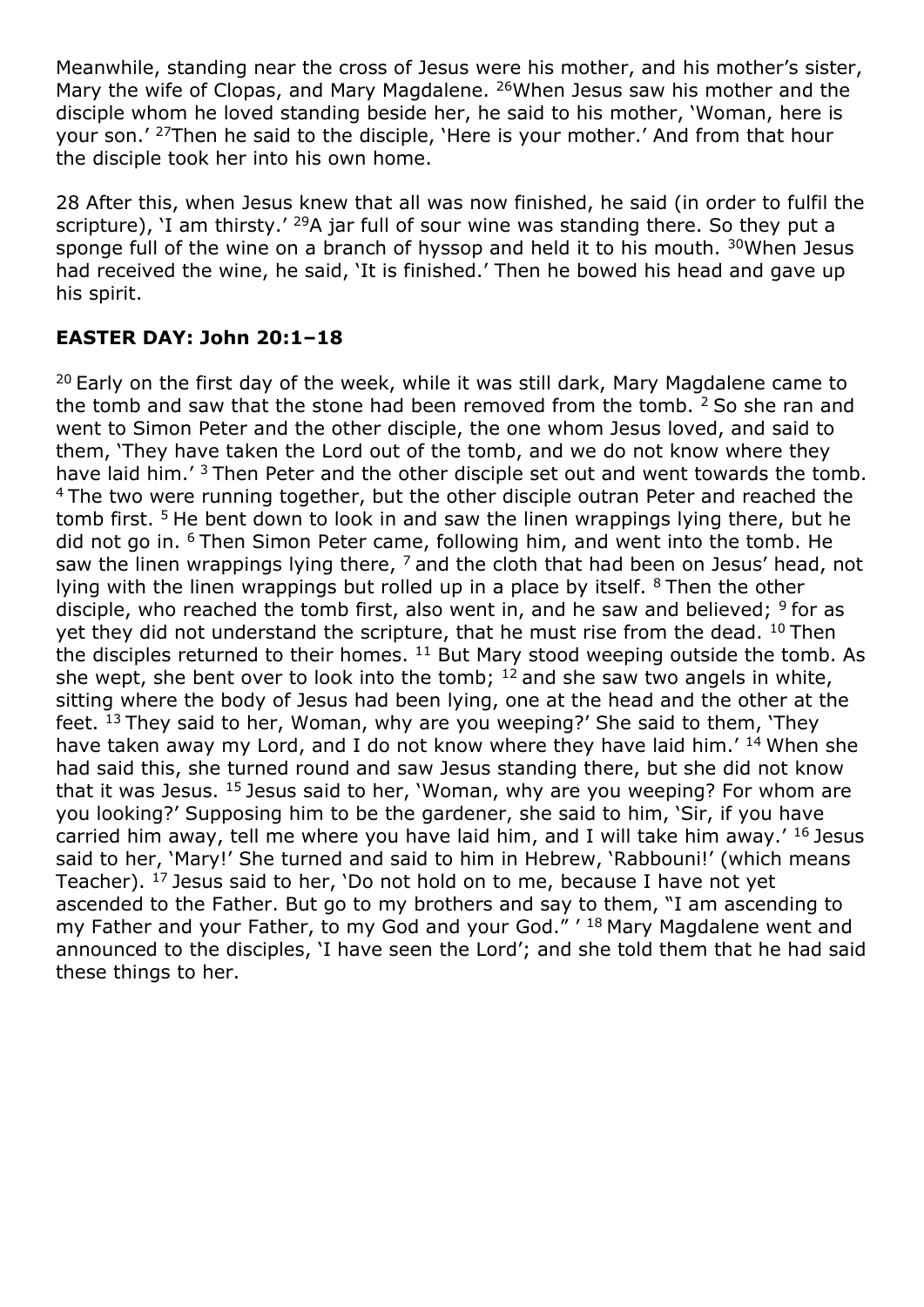Meanwhile, standing near the cross of Jesus were his mother, and his mother's sister, Mary the wife of Clopas, and Mary Magdalene. [26]When Jesus saw his mother and the disciple whom he loved standing beside her, he said to his mother, 'Woman, here is your son.' [27]Then he said to the disciple, 'Here is your mother.' And from that hour the disciple took her into his own home.

28 After this, when Jesus knew that all was now finished, he said (in order to fulfil the scripture), 'I am thirsty.' [29]A jar full of sour wine was standing there. So they put a sponge full of the wine on a branch of hyssop and held it to his mouth. [30]When Jesus had received the wine, he said, 'It is finished.' Then he bowed his head and gave up his spirit.

### EASTER DAY: John 20:1–18

[20] Early on the first day of the week, while it was still dark, Mary Magdalene came to the tomb and saw that the stone had been removed from the tomb. [2] So she ran and went to Simon Peter and the other disciple, the one whom Jesus loved, and said to them, 'They have taken the Lord out of the tomb, and we do not know where they have laid him.' [3] Then Peter and the other disciple set out and went towards the tomb. [4] The two were running together, but the other disciple outran Peter and reached the tomb first. [5] He bent down to look in and saw the linen wrappings lying there, but he did not go in. [6] Then Simon Peter came, following him, and went into the tomb. He saw the linen wrappings lying there, [7] and the cloth that had been on Jesus' head, not lying with the linen wrappings but rolled up in a place by itself. [8] Then the other disciple, who reached the tomb first, also went in, and he saw and believed; [9] for as yet they did not understand the scripture, that he must rise from the dead. [10] Then the disciples returned to their homes. [11] But Mary stood weeping outside the tomb. As she wept, she bent over to look into the tomb; [12] and she saw two angels in white, sitting where the body of Jesus had been lying, one at the head and the other at the feet. [13] They said to her, Woman, why are you weeping?' She said to them, 'They have taken away my Lord, and I do not know where they have laid him.' [14] When she had said this, she turned round and saw Jesus standing there, but she did not know that it was Jesus. [15] Jesus said to her, 'Woman, why are you weeping? For whom are you looking?' Supposing him to be the gardener, she said to him, 'Sir, if you have carried him away, tell me where you have laid him, and I will take him away.' [16] Jesus said to her, 'Mary!' She turned and said to him in Hebrew, 'Rabbouni!' (which means Teacher). [17] Jesus said to her, 'Do not hold on to me, because I have not yet ascended to the Father. But go to my brothers and say to them, "I am ascending to my Father and your Father, to my God and your God." ' [18] Mary Magdalene went and announced to the disciples, 'I have seen the Lord'; and she told them that he had said these things to her.